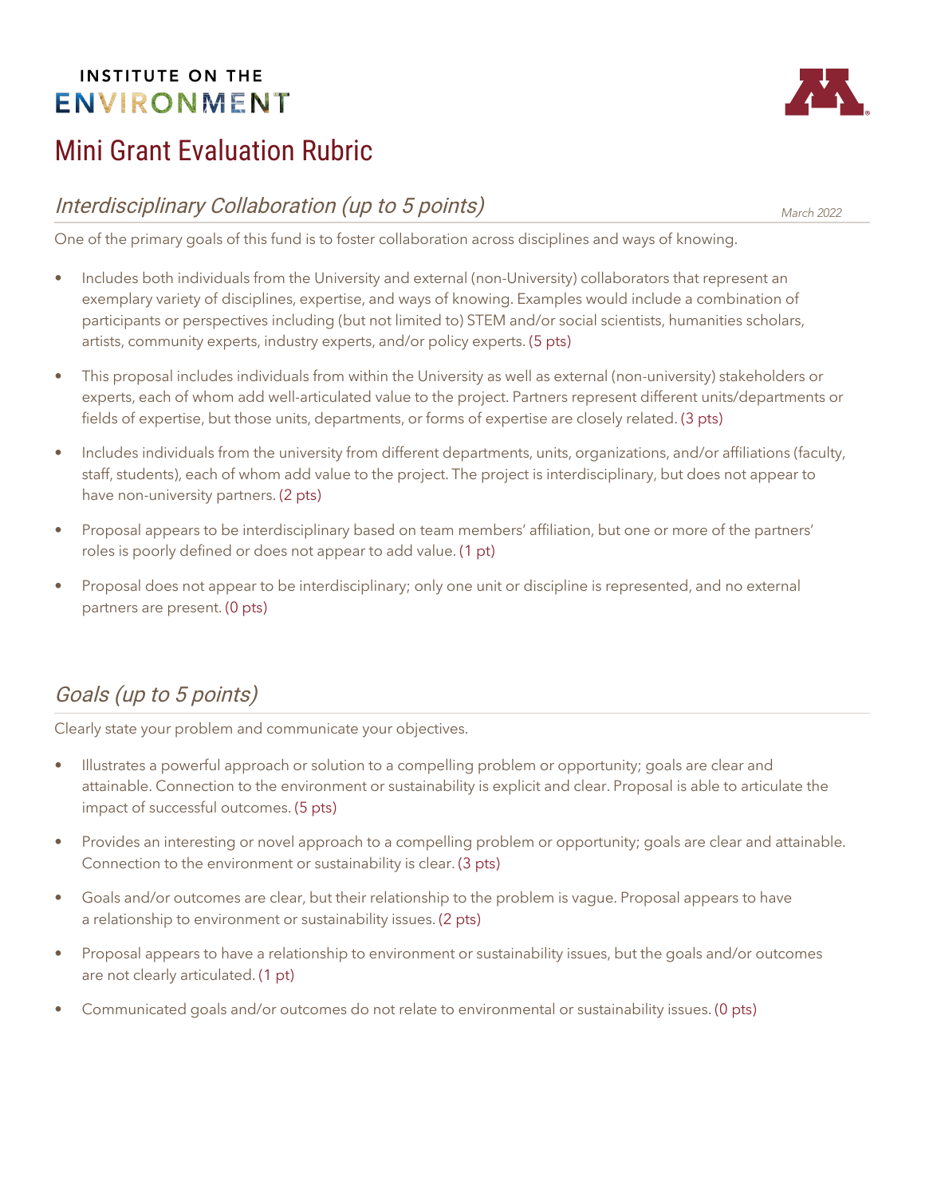INSTITUTE ON THE
ENVIRONMENT

# Mini Grant Evaluation Rubric

March 2022

## *Interdisciplinary Collaboration (up to 5 points)*

One of the primary goals of this fund is to foster collaboration across disciplines and ways of knowing.

- Includes both individuals from the University and external (non-University) collaborators that represent an exemplary variety of disciplines, expertise, and ways of knowing. Examples would include a combination of participants or perspectives including (but not limited to) STEM and/or social scientists, humanities scholars, artists, community experts, industry experts, and/or policy experts. (5 pts)
- This proposal includes individuals from within the University as well as external (non-university) stakeholders or experts, each of whom add well-articulated value to the project. Partners represent different units/departments or fields of expertise, but those units, departments, or forms of expertise are closely related. (3 pts)
- Includes individuals from the university from different departments, units, organizations, and/or affiliations (faculty, staff, students), each of whom add value to the project. The project is interdisciplinary, but does not appear to have non-university partners. (2 pts)
- Proposal appears to be interdisciplinary based on team members' affiliation, but one or more of the partners' roles is poorly defined or does not appear to add value. (1 pt)
- Proposal does not appear to be interdisciplinary; only one unit or discipline is represented, and no external partners are present. (0 pts)

## *Goals (up to 5 points)*

Clearly state your problem and communicate your objectives.

- Illustrates a powerful approach or solution to a compelling problem or opportunity; goals are clear and attainable. Connection to the environment or sustainability is explicit and clear. Proposal is able to articulate the impact of successful outcomes. (5 pts)
- Provides an interesting or novel approach to a compelling problem or opportunity; goals are clear and attainable. Connection to the environment or sustainability is clear. (3 pts)
- Goals and/or outcomes are clear, but their relationship to the problem is vague. Proposal appears to have a relationship to environment or sustainability issues. (2 pts)
- Proposal appears to have a relationship to environment or sustainability issues, but the goals and/or outcomes are not clearly articulated. (1 pt)
- Communicated goals and/or outcomes do not relate to environmental or sustainability issues. (0 pts)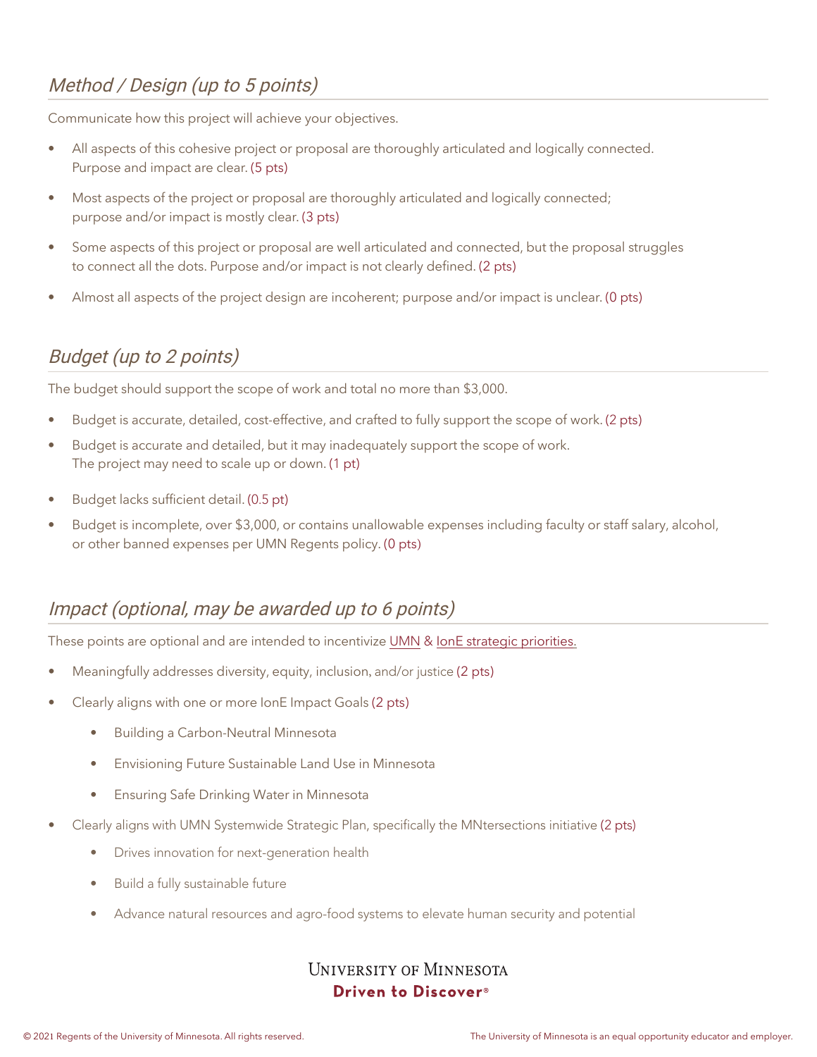## *Method / Design (up to 5 points)*

Communicate how this project will achieve your objectives.

- All aspects of this cohesive project or proposal are thoroughly articulated and logically connected. Purpose and impact are clear. (5 pts)
- Most aspects of the project or proposal are thoroughly articulated and logically connected; purpose and/or impact is mostly clear. (3 pts)
- Some aspects of this project or proposal are well articulated and connected, but the proposal struggles to connect all the dots. Purpose and/or impact is not clearly defined. (2 pts)
- Almost all aspects of the project design are incoherent; purpose and/or impact is unclear. (0 pts)

## *Budget (up to 2 points)*

The budget should support the scope of work and total no more than $3,000.

- Budget is accurate, detailed, cost-effective, and crafted to fully support the scope of work. (2 pts)
- Budget is accurate and detailed, but it may inadequately support the scope of work. The project may need to scale up or down. (1 pt)
- Budget lacks sufficient detail. (0.5 pt)
- Budget is incomplete, over $3,000, or contains unallowable expenses including faculty or staff salary, alcohol, or other banned expenses per UMN Regents policy. (0 pts)

## *Impact (optional, may be awarded up to 6 points)*

These points are optional and are intended to incentivize UMN & IonE strategic priorities.

- Meaningfully addresses diversity, equity, inclusion, and/or justice (2 pts)
- Clearly aligns with one or more IonE Impact Goals (2 pts)
  - Building a Carbon-Neutral Minnesota
  - Envisioning Future Sustainable Land Use in Minnesota
  - Ensuring Safe Drinking Water in Minnesota
- Clearly aligns with UMN Systemwide Strategic Plan, specifically the MNtersections initiative (2 pts)
  - Drives innovation for next-generation health
  - Build a fully sustainable future
  - Advance natural resources and agro-food systems to elevate human security and potential

University of Minnesota
**Driven to Discover®**

© 2021 Regents of the University of Minnesota. All rights reserved. The University of Minnesota is an equal opportunity educator and employer.